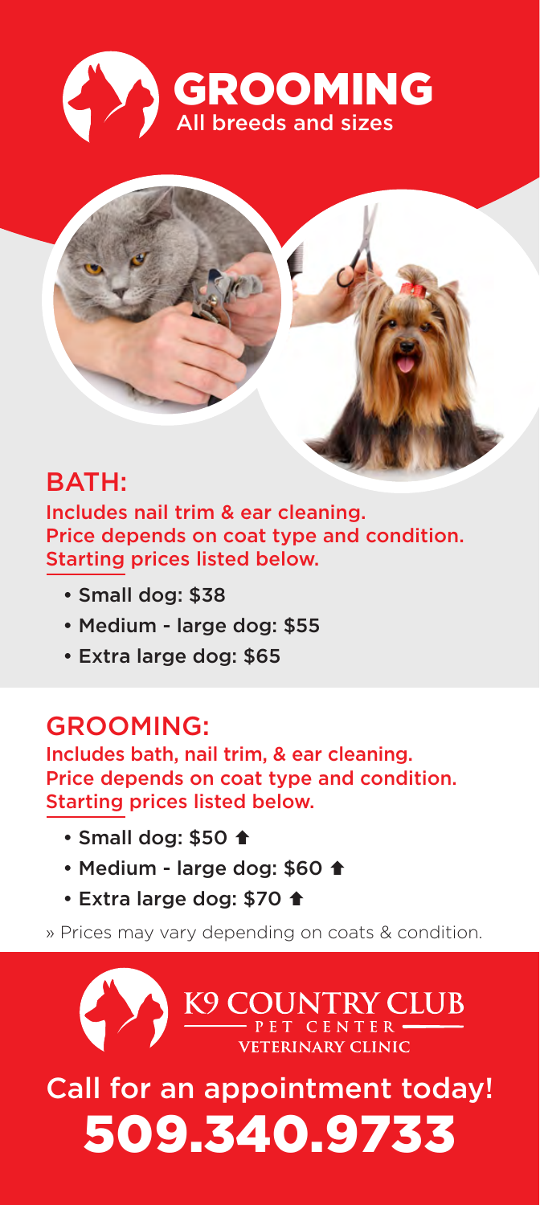# GROOMING

All breeds and sizes

## BATH:

Includes nail trim & ear cleaning.
Price depends on coat type and condition.
Starting prices listed below.

- Small dog: $38
- Medium - large dog: $55
- Extra large dog: $65

## GROOMING:

Includes bath, nail trim, & ear cleaning.
Price depends on coat type and condition.
Starting prices listed below.

- Small dog: $50 ⬆
- Medium - large dog: $60 ⬆
- Extra large dog: $70 ⬆

» Prices may vary depending on coats & condition.

**K9 COUNTRY CLUB**
PET CENTER
VETERINARY CLINIC

Call for an appointment today!

**509.340.9733**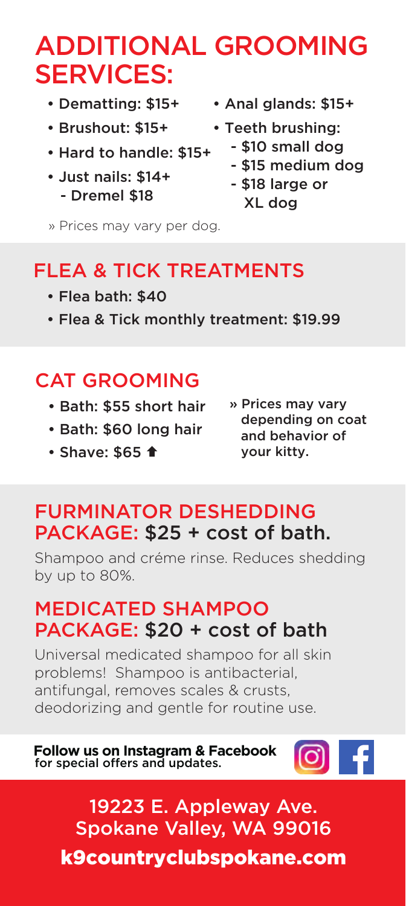# ADDITIONAL GROOMING SERVICES:

- Dematting: $15+
- Brushout: $15+
- Hard to handle: $15+
- Just nails: $14+
  - Dremel $18
- Anal glands: $15+
- Teeth brushing:
  - $10 small dog
  - $15 medium dog
  - $18 large or XL dog

» Prices may vary per dog.

## FLEA & TICK TREATMENTS

- Flea bath: $40
- Flea & Tick monthly treatment: $19.99

## CAT GROOMING

- Bath: $55 short hair
- Bath: $60 long hair
- Shave: $65 ⬆

» Prices may vary depending on coat and behavior of your kitty.

## FURMINATOR DESHEDDING PACKAGE: $25 + cost of bath.

Shampoo and créme rinse. Reduces shedding by up to 80%.

## MEDICATED SHAMPOO PACKAGE: $20 + cost of bath

Universal medicated shampoo for all skin problems! Shampoo is antibacterial, antifungal, removes scales & crusts, deodorizing and gentle for routine use.

**Follow us on Instagram & Facebook** for special offers and updates.

19223 E. Appleway Ave.
Spokane Valley, WA 99016

**k9countryclubspokane.com**